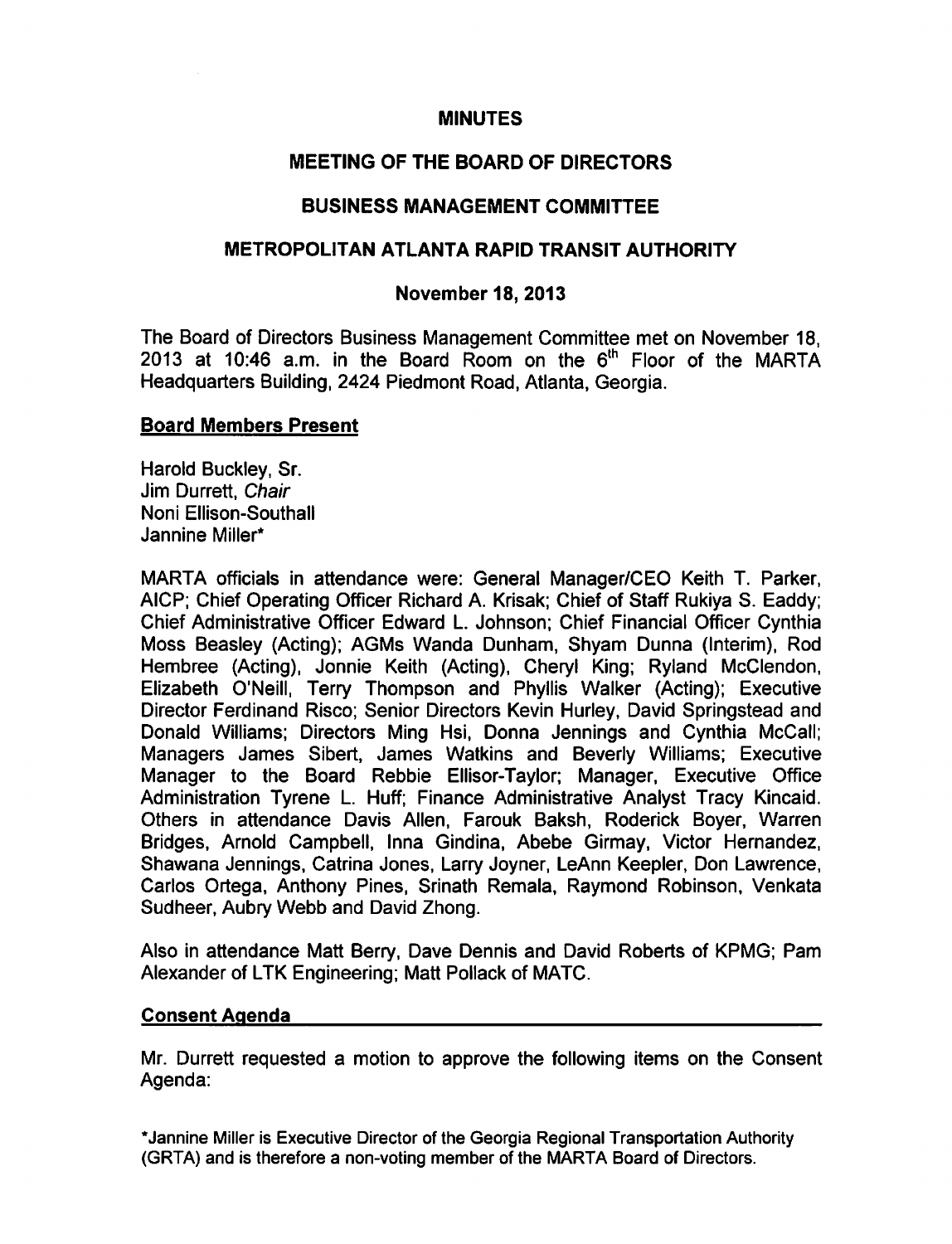# MINUTES

## MEETING OF THE BOARD OF DIRECTORS

## BUSINESS MANAGEMENT COMMITTEE

## METROPOLITAN ATLANTA RAPID TRANSIT AUTHORITY

### November 18, 2013

The Board of Directors Business Management Committee met on November 18, 2013 at 10:46 a.m. in the Board Room on the 6th Floor of the MARTA Headquarters Building, 2424 Piedmont Road, Atlanta, Georgia.

**Board Members Present**

Harold Buckley, Sr.
Jim Durrett, *Chair*
Noni Ellison-Southall
Jannine Miller*

MARTA officials in attendance were: General Manager/CEO Keith T. Parker, AICP; Chief Operating Officer Richard A. Krisak; Chief of Staff Rukiya S. Eaddy; Chief Administrative Officer Edward L. Johnson; Chief Financial Officer Cynthia Moss Beasley (Acting); AGMs Wanda Dunham, Shyam Dunna (Interim), Rod Hembree (Acting), Jonnie Keith (Acting), Cheryl King; Ryland McClendon, Elizabeth O'Neill, Terry Thompson and Phyllis Walker (Acting); Executive Director Ferdinand Risco; Senior Directors Kevin Hurley, David Springstead and Donald Williams; Directors Ming Hsi, Donna Jennings and Cynthia McCall; Managers James Sibert, James Watkins and Beverly Williams; Executive Manager to the Board Rebbie Ellisor-Taylor; Manager, Executive Office Administration Tyrene L. Huff; Finance Administrative Analyst Tracy Kincaid. Others in attendance Davis Allen, Farouk Baksh, Roderick Boyer, Warren Bridges, Arnold Campbell, Inna Gindina, Abebe Girmay, Victor Hernandez, Shawana Jennings, Catrina Jones, Larry Joyner, LeAnn Keepler, Don Lawrence, Carlos Ortega, Anthony Pines, Srinath Remala, Raymond Robinson, Venkata Sudheer, Aubry Webb and David Zhong.

Also in attendance Matt Berry, Dave Dennis and David Roberts of KPMG; Pam Alexander of LTK Engineering; Matt Pollack of MATC.

**Consent Agenda**

Mr. Durrett requested a motion to approve the following items on the Consent Agenda:

*Jannine Miller is Executive Director of the Georgia Regional Transportation Authority (GRTA) and is therefore a non-voting member of the MARTA Board of Directors.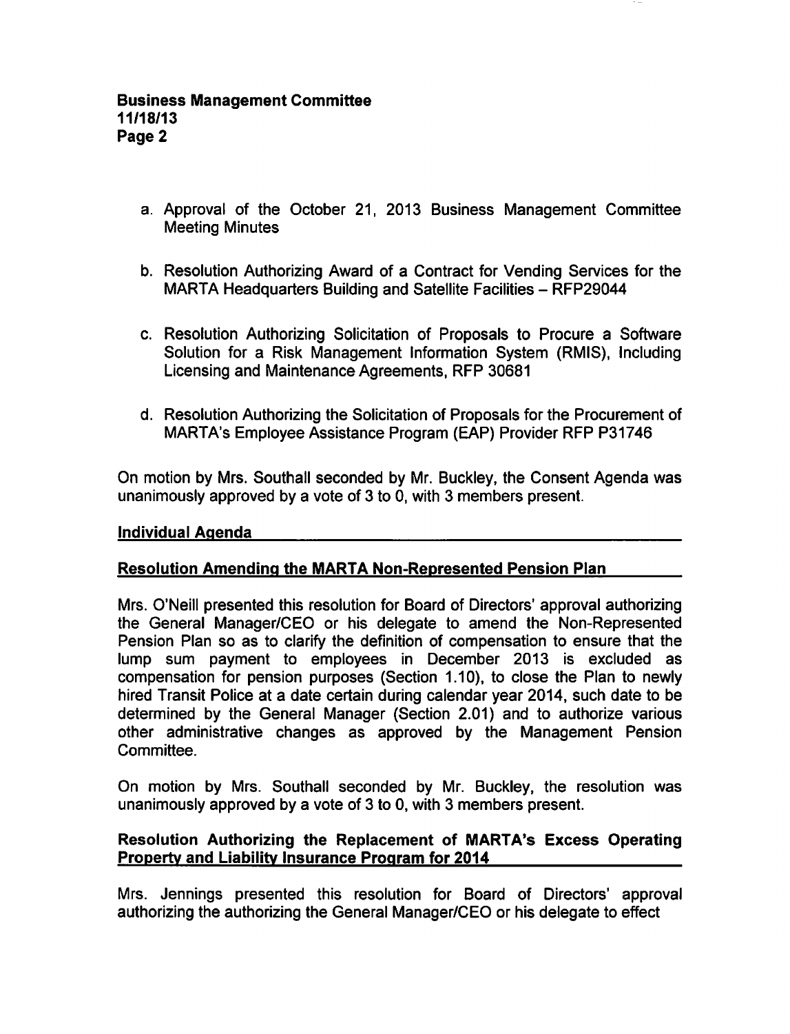a. Approval of the October 21, 2013 Business Management Committee Meeting Minutes

b. Resolution Authorizing Award of a Contract for Vending Services for the MARTA Headquarters Building and Satellite Facilities – RFP29044

c. Resolution Authorizing Solicitation of Proposals to Procure a Software Solution for a Risk Management Information System (RMIS), Including Licensing and Maintenance Agreements, RFP 30681

d. Resolution Authorizing the Solicitation of Proposals for the Procurement of MARTA's Employee Assistance Program (EAP) Provider RFP P31746

On motion by Mrs. Southall seconded by Mr. Buckley, the Consent Agenda was unanimously approved by a vote of 3 to 0, with 3 members present.

## Individual Agenda

### Resolution Amending the MARTA Non-Represented Pension Plan

Mrs. O'Neill presented this resolution for Board of Directors' approval authorizing the General Manager/CEO or his delegate to amend the Non-Represented Pension Plan so as to clarify the definition of compensation to ensure that the lump sum payment to employees in December 2013 is excluded as compensation for pension purposes (Section 1.10), to close the Plan to newly hired Transit Police at a date certain during calendar year 2014, such date to be determined by the General Manager (Section 2.01) and to authorize various other administrative changes as approved by the Management Pension Committee.

On motion by Mrs. Southall seconded by Mr. Buckley, the resolution was unanimously approved by a vote of 3 to 0, with 3 members present.

### Resolution Authorizing the Replacement of MARTA's Excess Operating Property and Liability Insurance Program for 2014

Mrs. Jennings presented this resolution for Board of Directors' approval authorizing the authorizing the General Manager/CEO or his delegate to effect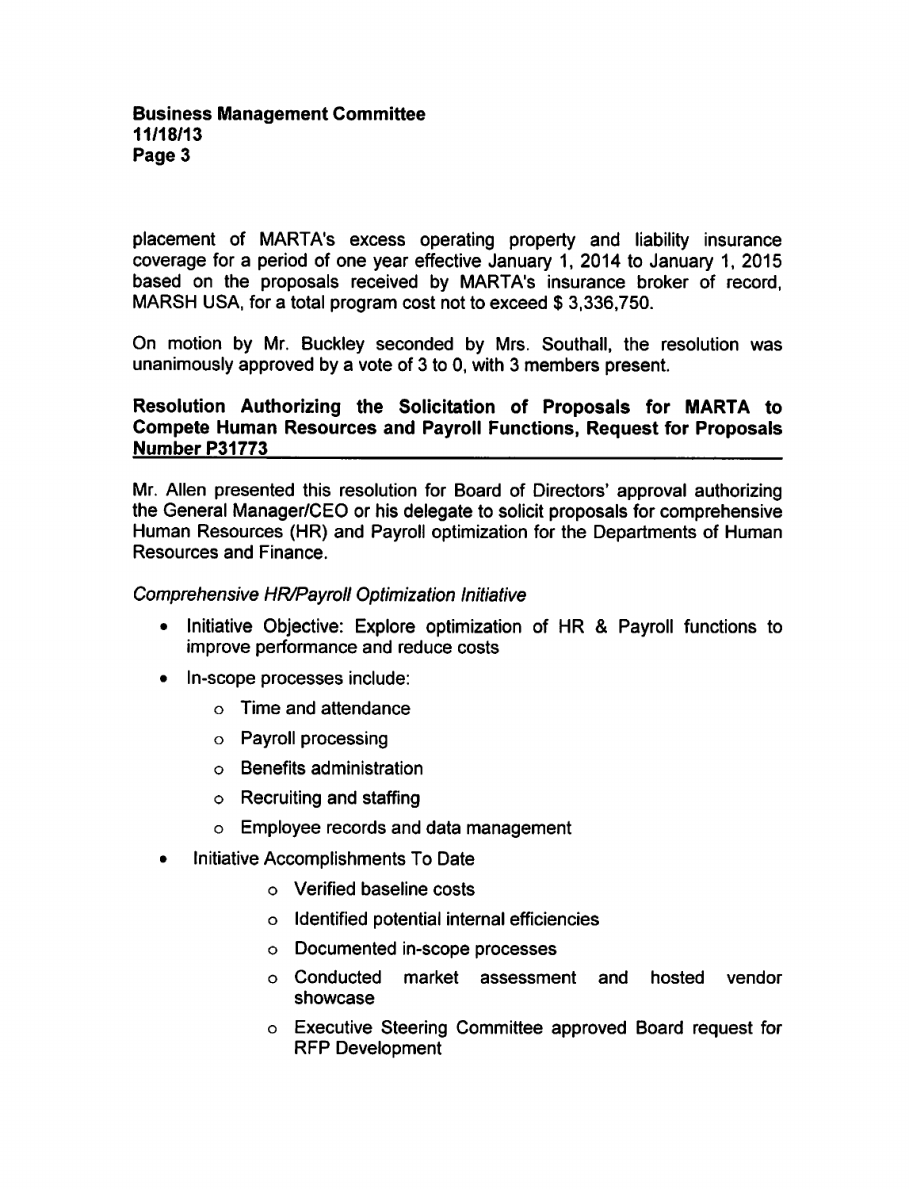placement of MARTA's excess operating property and liability insurance coverage for a period of one year effective January 1, 2014 to January 1, 2015 based on the proposals received by MARTA's insurance broker of record, MARSH USA, for a total program cost not to exceed $ 3,336,750.

On motion by Mr. Buckley seconded by Mrs. Southall, the resolution was unanimously approved by a vote of 3 to 0, with 3 members present.

## Resolution Authorizing the Solicitation of Proposals for MARTA to Compete Human Resources and Payroll Functions, Request for Proposals Number P31773

Mr. Allen presented this resolution for Board of Directors' approval authorizing the General Manager/CEO or his delegate to solicit proposals for comprehensive Human Resources (HR) and Payroll optimization for the Departments of Human Resources and Finance.

*Comprehensive HR/Payroll Optimization Initiative*

- Initiative Objective: Explore optimization of HR & Payroll functions to improve performance and reduce costs
- In-scope processes include:
  - Time and attendance
  - Payroll processing
  - Benefits administration
  - Recruiting and staffing
  - Employee records and data management
- Initiative Accomplishments To Date
  - Verified baseline costs
  - Identified potential internal efficiencies
  - Documented in-scope processes
  - Conducted market assessment and hosted vendor showcase
  - Executive Steering Committee approved Board request for RFP Development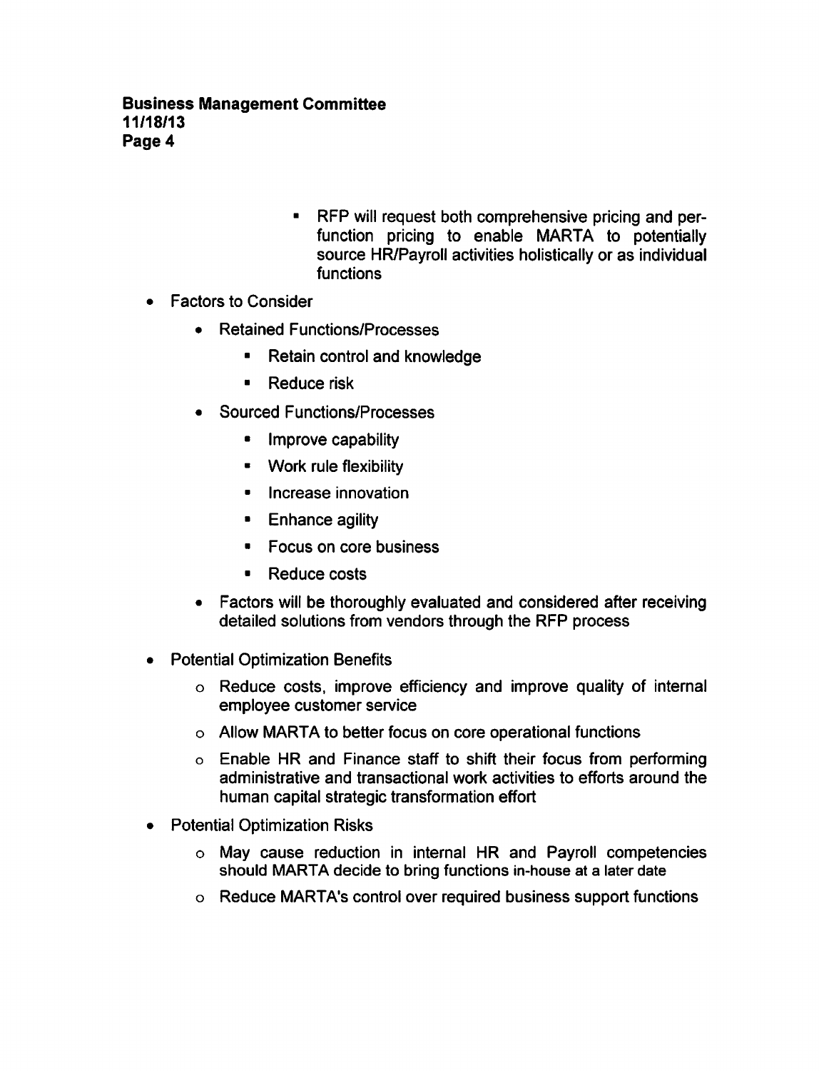- RFP will request both comprehensive pricing and per-function pricing to enable MARTA to potentially source HR/Payroll activities holistically or as individual functions

- Factors to Consider
    - Retained Functions/Processes
        - Retain control and knowledge
        - Reduce risk
    - Sourced Functions/Processes
        - Improve capability
        - Work rule flexibility
        - Increase innovation
        - Enhance agility
        - Focus on core business
        - Reduce costs
    - Factors will be thoroughly evaluated and considered after receiving detailed solutions from vendors through the RFP process

- Potential Optimization Benefits
    - Reduce costs, improve efficiency and improve quality of internal employee customer service
    - Allow MARTA to better focus on core operational functions
    - Enable HR and Finance staff to shift their focus from performing administrative and transactional work activities to efforts around the human capital strategic transformation effort

- Potential Optimization Risks
    - May cause reduction in internal HR and Payroll competencies should MARTA decide to bring functions in-house at a later date
    - Reduce MARTA's control over required business support functions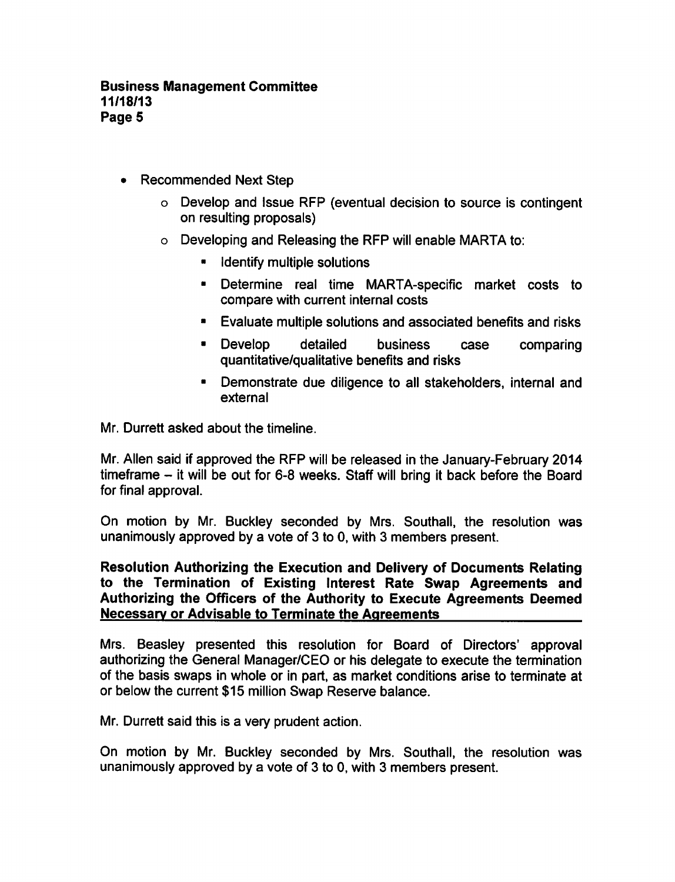- Recommended Next Step
  - Develop and Issue RFP (eventual decision to source is contingent on resulting proposals)
  - Developing and Releasing the RFP will enable MARTA to:
    - Identify multiple solutions
    - Determine real time MARTA-specific market costs to compare with current internal costs
    - Evaluate multiple solutions and associated benefits and risks
    - Develop detailed business case comparing quantitative/qualitative benefits and risks
    - Demonstrate due diligence to all stakeholders, internal and external

Mr. Durrett asked about the timeline.

Mr. Allen said if approved the RFP will be released in the January-February 2014 timeframe – it will be out for 6-8 weeks. Staff will bring it back before the Board for final approval.

On motion by Mr. Buckley seconded by Mrs. Southall, the resolution was unanimously approved by a vote of 3 to 0, with 3 members present.

**Resolution Authorizing the Execution and Delivery of Documents Relating to the Termination of Existing Interest Rate Swap Agreements and Authorizing the Officers of the Authority to Execute Agreements Deemed Necessary or Advisable to Terminate the Agreements**

Mrs. Beasley presented this resolution for Board of Directors' approval authorizing the General Manager/CEO or his delegate to execute the termination of the basis swaps in whole or in part, as market conditions arise to terminate at or below the current $15 million Swap Reserve balance.

Mr. Durrett said this is a very prudent action.

On motion by Mr. Buckley seconded by Mrs. Southall, the resolution was unanimously approved by a vote of 3 to 0, with 3 members present.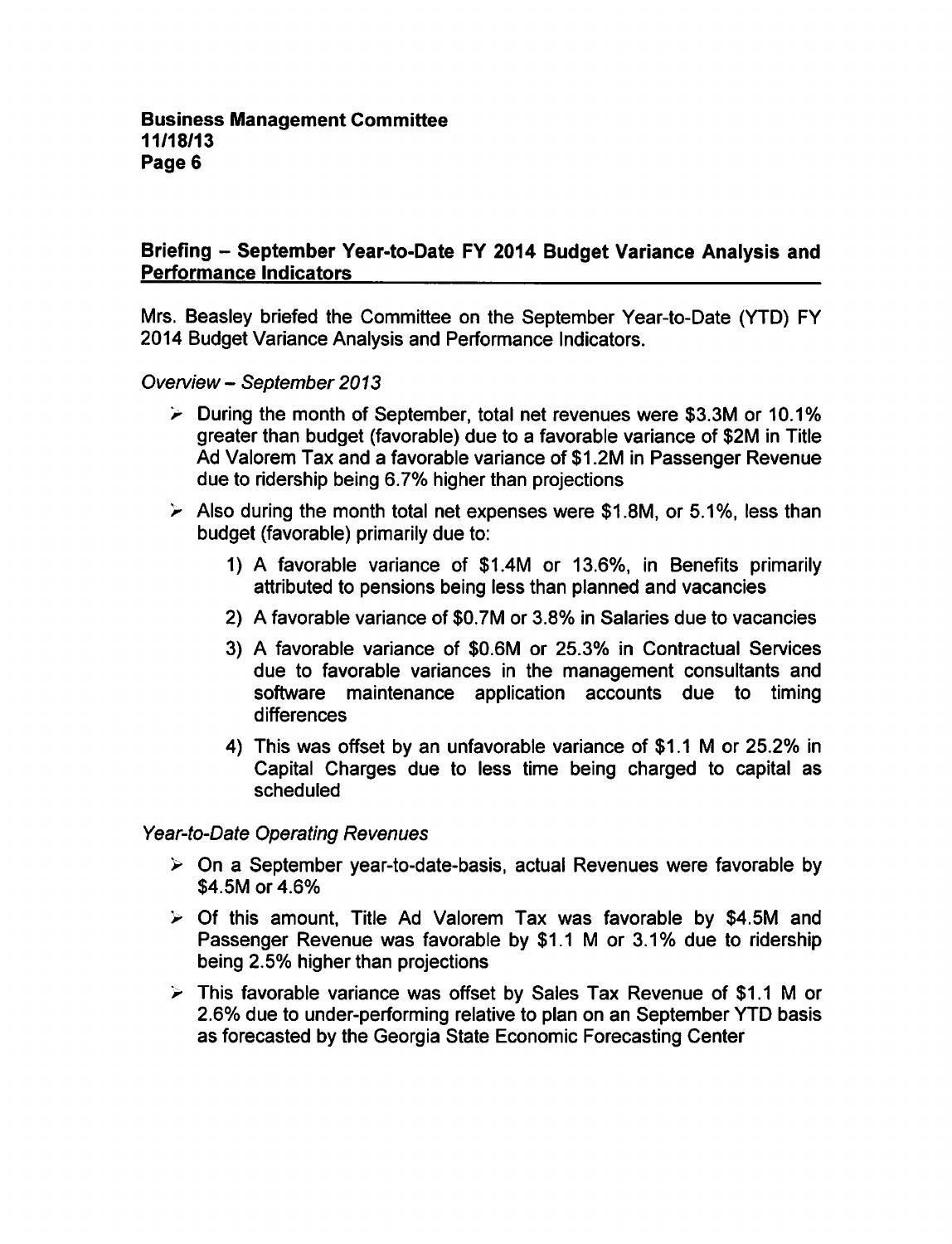## Briefing – September Year-to-Date FY 2014 Budget Variance Analysis and Performance Indicators

Mrs. Beasley briefed the Committee on the September Year-to-Date (YTD) FY 2014 Budget Variance Analysis and Performance Indicators.

*Overview – September 2013*

- During the month of September, total net revenues were \$3.3M or 10.1% greater than budget (favorable) due to a favorable variance of \$2M in Title Ad Valorem Tax and a favorable variance of \$1.2M in Passenger Revenue due to ridership being 6.7% higher than projections
- Also during the month total net expenses were \$1.8M, or 5.1%, less than budget (favorable) primarily due to:
    1) A favorable variance of \$1.4M or 13.6%, in Benefits primarily attributed to pensions being less than planned and vacancies
    2) A favorable variance of \$0.7M or 3.8% in Salaries due to vacancies
    3) A favorable variance of \$0.6M or 25.3% in Contractual Services due to favorable variances in the management consultants and software maintenance application accounts due to timing differences
    4) This was offset by an unfavorable variance of \$1.1 M or 25.2% in Capital Charges due to less time being charged to capital as scheduled

*Year-to-Date Operating Revenues*

- On a September year-to-date-basis, actual Revenues were favorable by \$4.5M or 4.6%
- Of this amount, Title Ad Valorem Tax was favorable by \$4.5M and Passenger Revenue was favorable by \$1.1 M or 3.1% due to ridership being 2.5% higher than projections
- This favorable variance was offset by Sales Tax Revenue of \$1.1 M or 2.6% due to under-performing relative to plan on an September YTD basis as forecasted by the Georgia State Economic Forecasting Center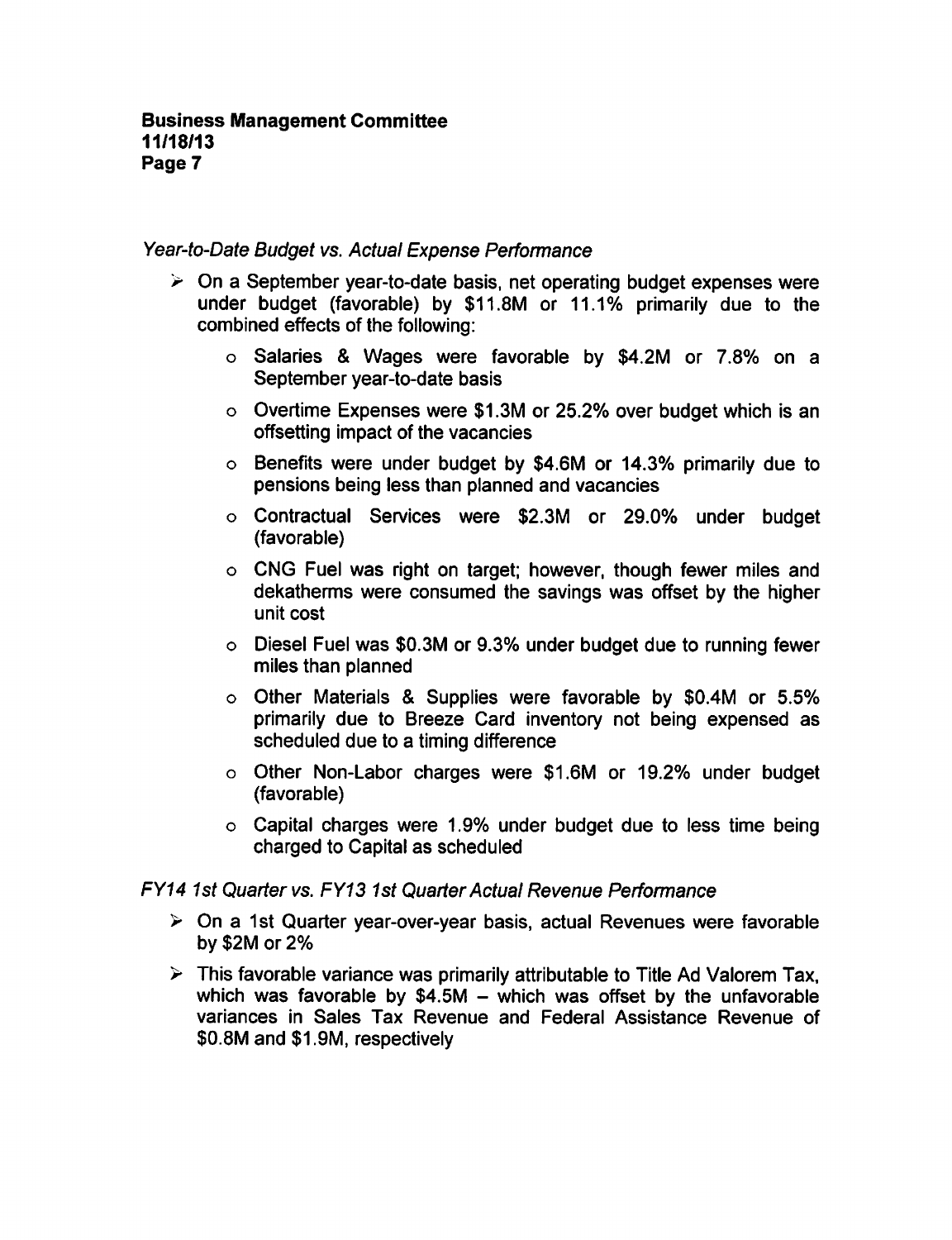*Year-to-Date Budget vs. Actual Expense Performance*

- On a September year-to-date basis, net operating budget expenses were under budget (favorable) by $11.8M or 11.1% primarily due to the combined effects of the following:
  - Salaries & Wages were favorable by $4.2M or 7.8% on a September year-to-date basis
  - Overtime Expenses were $1.3M or 25.2% over budget which is an offsetting impact of the vacancies
  - Benefits were under budget by $4.6M or 14.3% primarily due to pensions being less than planned and vacancies
  - Contractual Services were $2.3M or 29.0% under budget (favorable)
  - CNG Fuel was right on target; however, though fewer miles and dekatherms were consumed the savings was offset by the higher unit cost
  - Diesel Fuel was $0.3M or 9.3% under budget due to running fewer miles than planned
  - Other Materials & Supplies were favorable by $0.4M or 5.5% primarily due to Breeze Card inventory not being expensed as scheduled due to a timing difference
  - Other Non-Labor charges were $1.6M or 19.2% under budget (favorable)
  - Capital charges were 1.9% under budget due to less time being charged to Capital as scheduled

*FY14 1st Quarter vs. FY13 1st Quarter Actual Revenue Performance*

- On a 1st Quarter year-over-year basis, actual Revenues were favorable by $2M or 2%
- This favorable variance was primarily attributable to Title Ad Valorem Tax, which was favorable by $4.5M – which was offset by the unfavorable variances in Sales Tax Revenue and Federal Assistance Revenue of $0.8M and $1.9M, respectively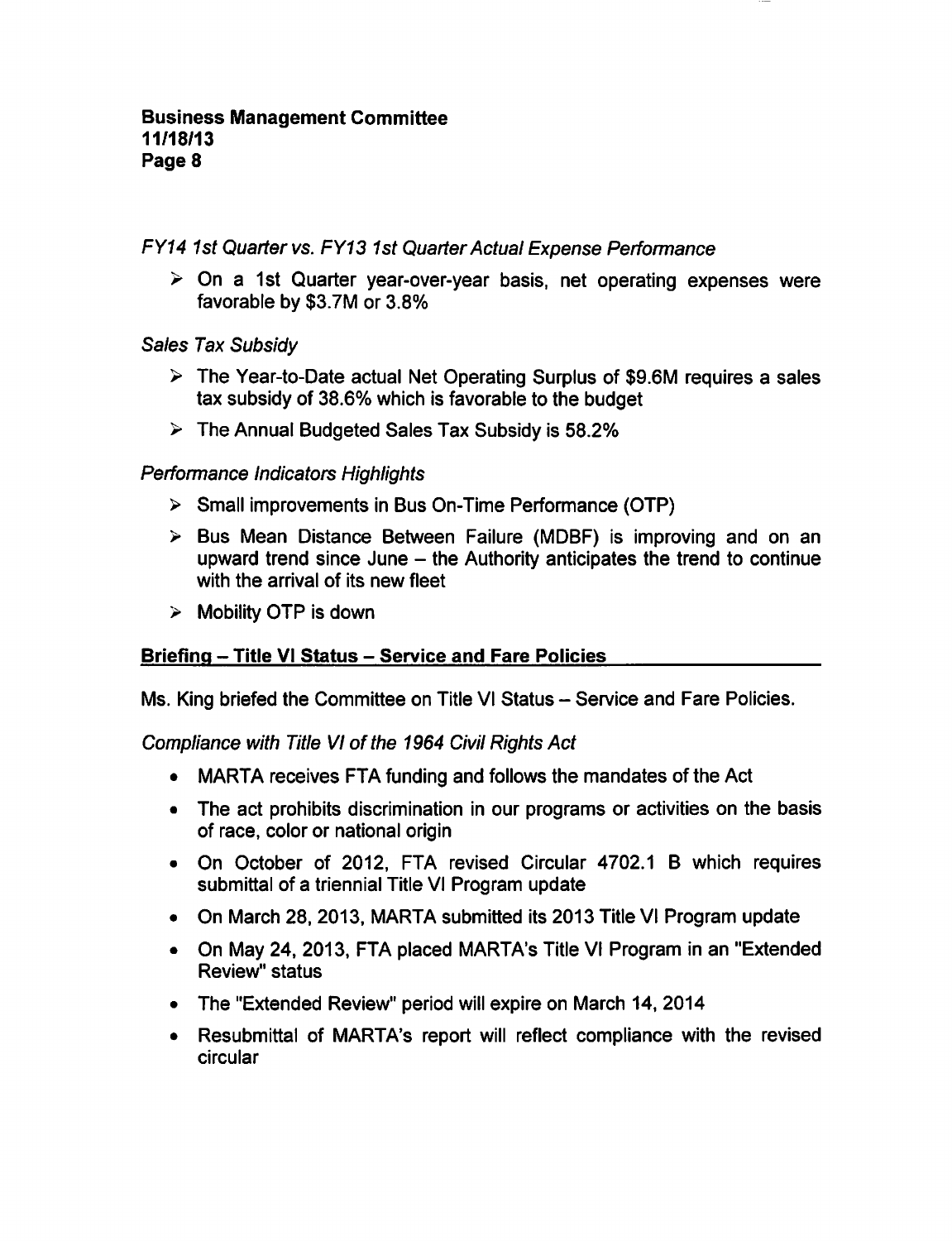*FY14 1st Quarter vs. FY13 1st Quarter Actual Expense Performance*

- On a 1st Quarter year-over-year basis, net operating expenses were favorable by $3.7M or 3.8%

*Sales Tax Subsidy*

- The Year-to-Date actual Net Operating Surplus of $9.6M requires a sales tax subsidy of 38.6% which is favorable to the budget
- The Annual Budgeted Sales Tax Subsidy is 58.2%

*Performance Indicators Highlights*

- Small improvements in Bus On-Time Performance (OTP)
- Bus Mean Distance Between Failure (MDBF) is improving and on an upward trend since June – the Authority anticipates the trend to continue with the arrival of its new fleet
- Mobility OTP is down

**Briefing – Title VI Status – Service and Fare Policies**

Ms. King briefed the Committee on Title VI Status – Service and Fare Policies.

*Compliance with Title VI of the 1964 Civil Rights Act*

- MARTA receives FTA funding and follows the mandates of the Act
- The act prohibits discrimination in our programs or activities on the basis of race, color or national origin
- On October of 2012, FTA revised Circular 4702.1 B which requires submittal of a triennial Title VI Program update
- On March 28, 2013, MARTA submitted its 2013 Title VI Program update
- On May 24, 2013, FTA placed MARTA's Title VI Program in an "Extended Review" status
- The "Extended Review" period will expire on March 14, 2014
- Resubmittal of MARTA's report will reflect compliance with the revised circular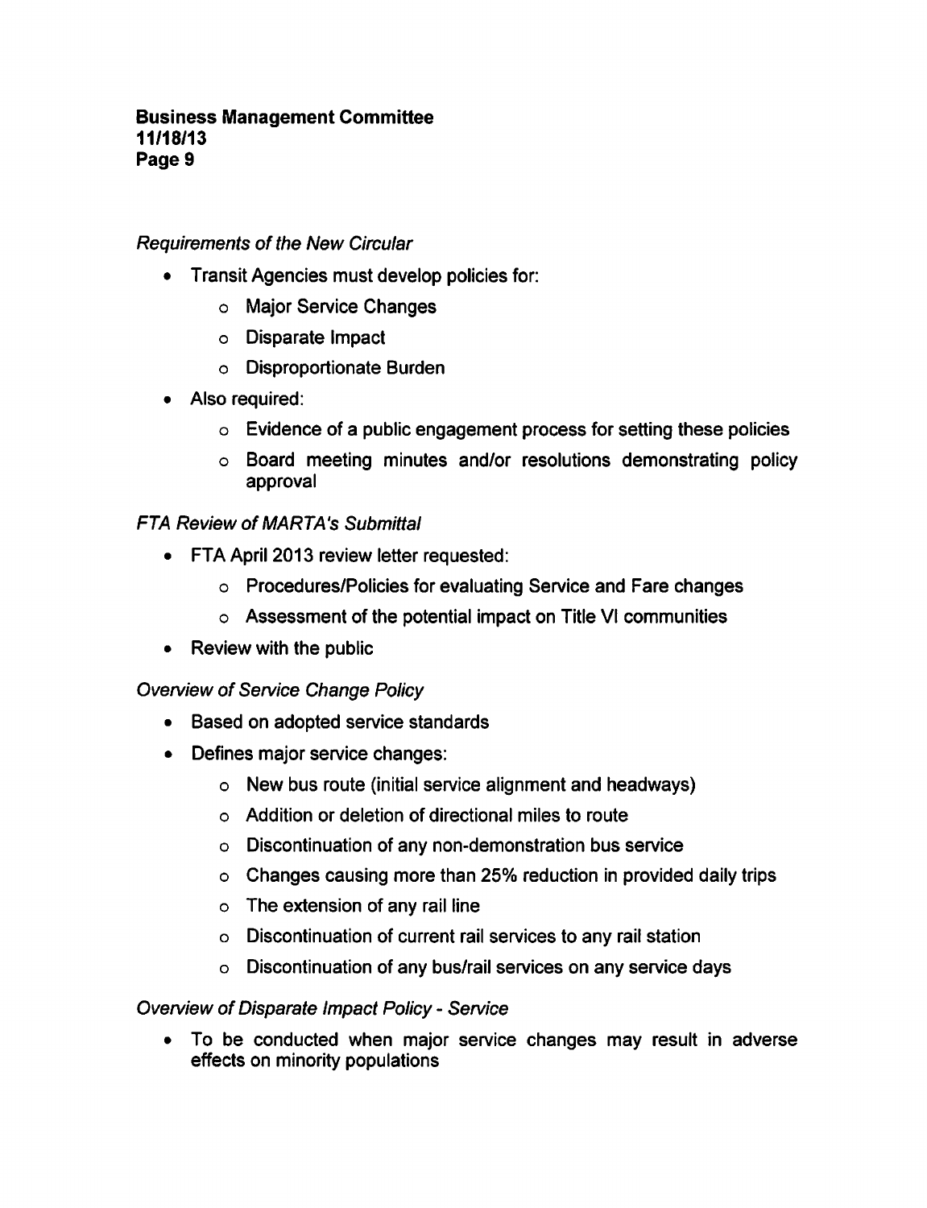*Requirements of the New Circular*

- Transit Agencies must develop policies for:
    - Major Service Changes
    - Disparate Impact
    - Disproportionate Burden
- Also required:
    - Evidence of a public engagement process for setting these policies
    - Board meeting minutes and/or resolutions demonstrating policy approval

*FTA Review of MARTA's Submittal*

- FTA April 2013 review letter requested:
    - Procedures/Policies for evaluating Service and Fare changes
    - Assessment of the potential impact on Title VI communities
- Review with the public

*Overview of Service Change Policy*

- Based on adopted service standards
- Defines major service changes:
    - New bus route (initial service alignment and headways)
    - Addition or deletion of directional miles to route
    - Discontinuation of any non-demonstration bus service
    - Changes causing more than 25% reduction in provided daily trips
    - The extension of any rail line
    - Discontinuation of current rail services to any rail station
    - Discontinuation of any bus/rail services on any service days

*Overview of Disparate Impact Policy - Service*

- To be conducted when major service changes may result in adverse effects on minority populations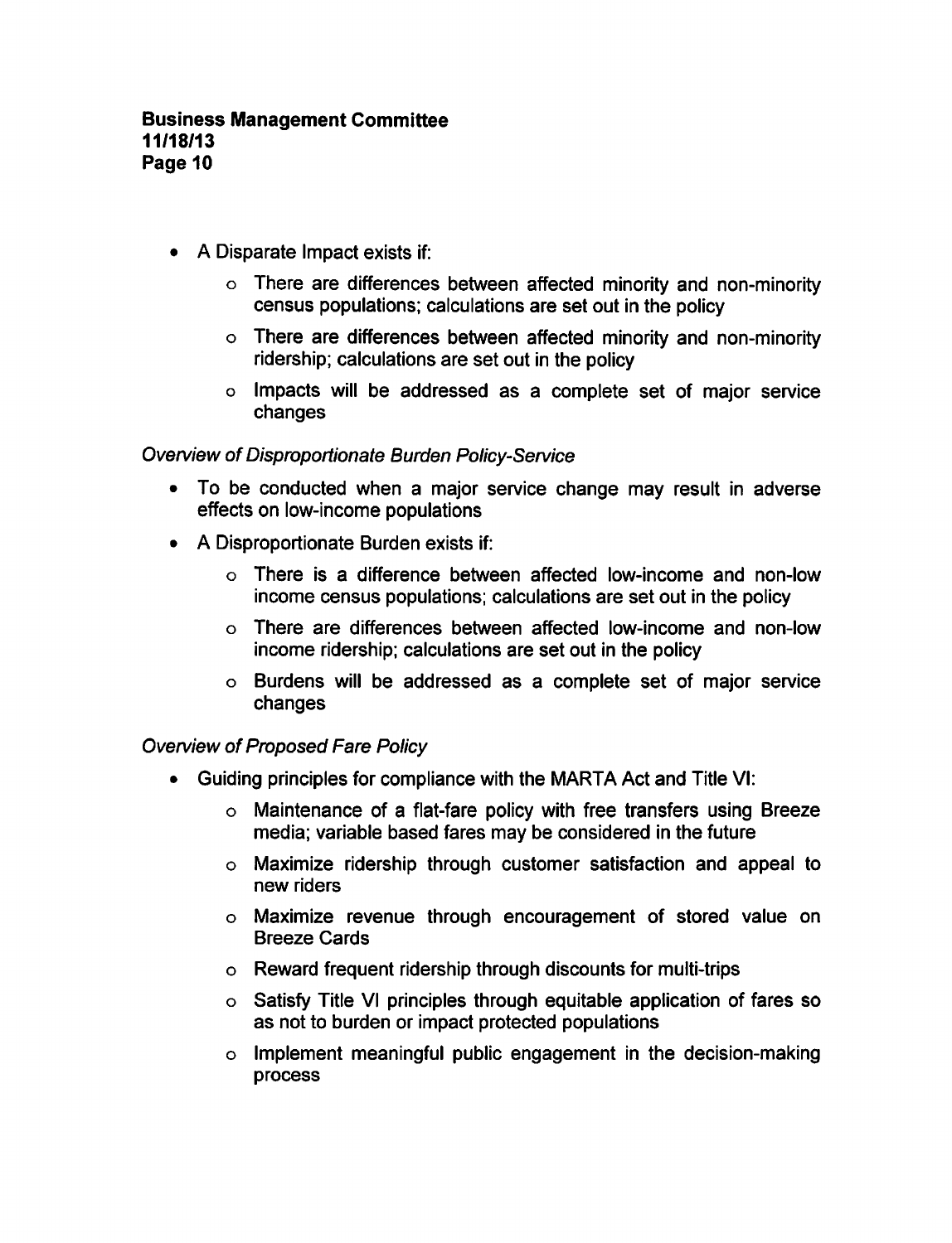- A Disparate Impact exists if:
    - There are differences between affected minority and non-minority census populations; calculations are set out in the policy
    - There are differences between affected minority and non-minority ridership; calculations are set out in the policy
    - Impacts will be addressed as a complete set of major service changes

*Overview of Disproportionate Burden Policy-Service*

- To be conducted when a major service change may result in adverse effects on low-income populations
- A Disproportionate Burden exists if:
    - There is a difference between affected low-income and non-low income census populations; calculations are set out in the policy
    - There are differences between affected low-income and non-low income ridership; calculations are set out in the policy
    - Burdens will be addressed as a complete set of major service changes

*Overview of Proposed Fare Policy*

- Guiding principles for compliance with the MARTA Act and Title VI:
    - Maintenance of a flat-fare policy with free transfers using Breeze media; variable based fares may be considered in the future
    - Maximize ridership through customer satisfaction and appeal to new riders
    - Maximize revenue through encouragement of stored value on Breeze Cards
    - Reward frequent ridership through discounts for multi-trips
    - Satisfy Title VI principles through equitable application of fares so as not to burden or impact protected populations
    - Implement meaningful public engagement in the decision-making process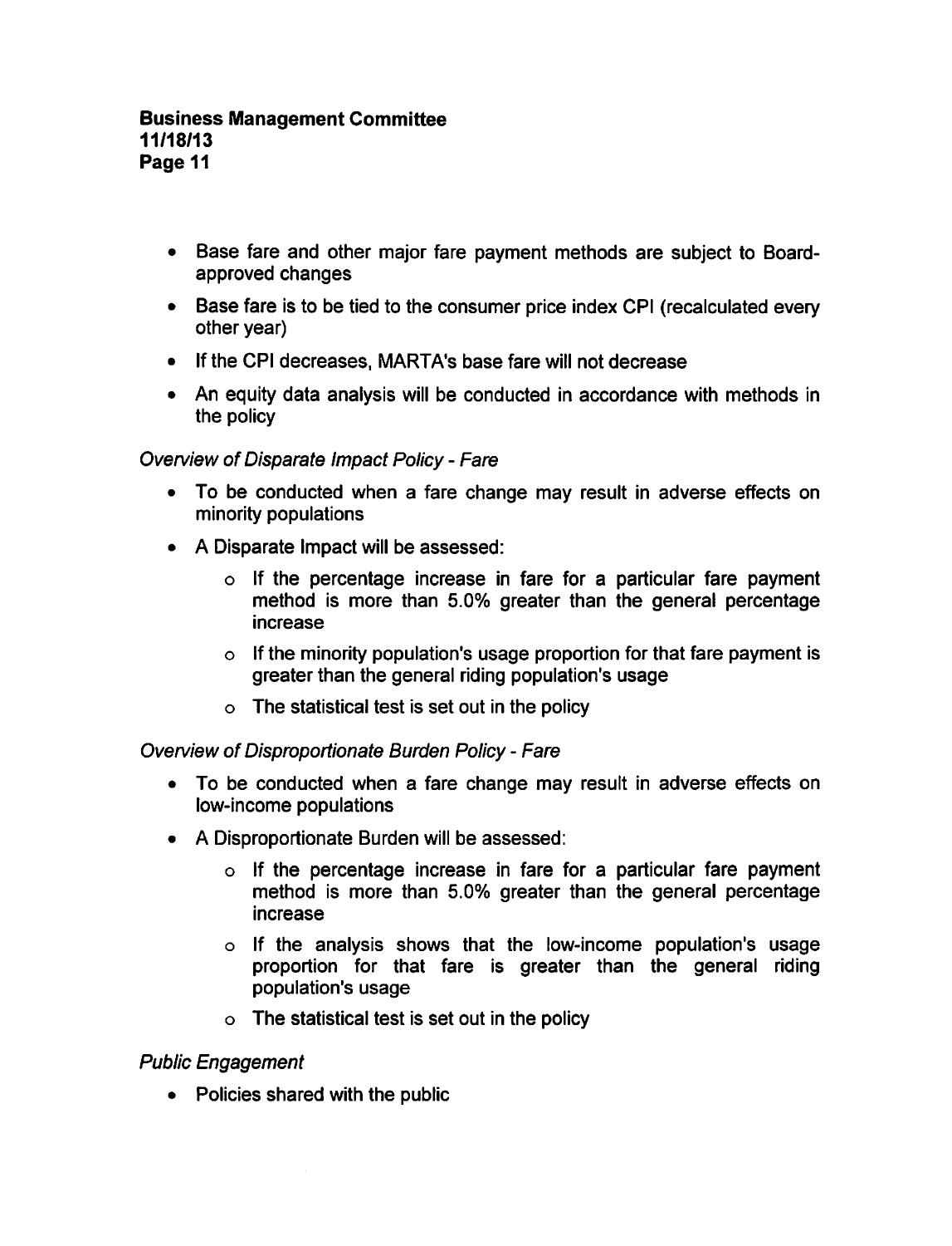- Base fare and other major fare payment methods are subject to Board-approved changes
- Base fare is to be tied to the consumer price index CPI (recalculated every other year)
- If the CPI decreases, MARTA's base fare will not decrease
- An equity data analysis will be conducted in accordance with methods in the policy

*Overview of Disparate Impact Policy - Fare*

- To be conducted when a fare change may result in adverse effects on minority populations
- A Disparate Impact will be assessed:
    - If the percentage increase in fare for a particular fare payment method is more than 5.0% greater than the general percentage increase
    - If the minority population's usage proportion for that fare payment is greater than the general riding population's usage
    - The statistical test is set out in the policy

*Overview of Disproportionate Burden Policy - Fare*

- To be conducted when a fare change may result in adverse effects on low-income populations
- A Disproportionate Burden will be assessed:
    - If the percentage increase in fare for a particular fare payment method is more than 5.0% greater than the general percentage increase
    - If the analysis shows that the low-income population's usage proportion for that fare is greater than the general riding population's usage
    - The statistical test is set out in the policy

*Public Engagement*

- Policies shared with the public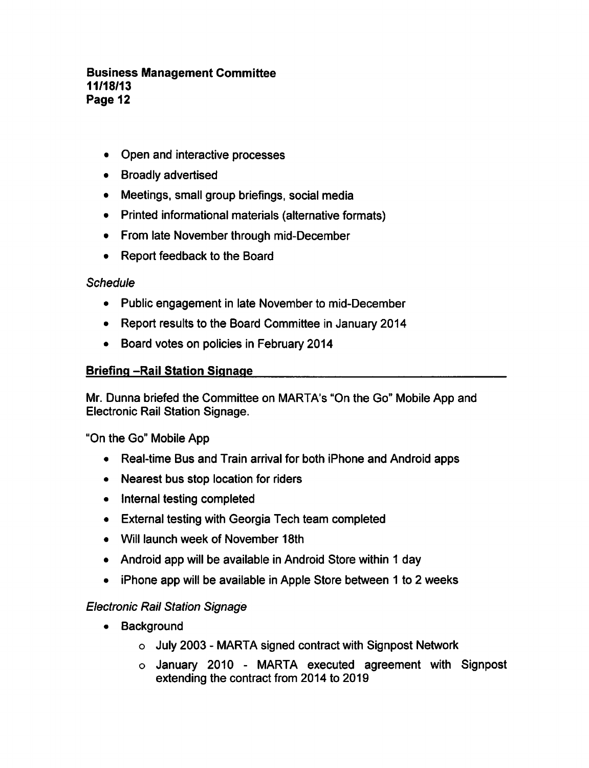- Open and interactive processes
- Broadly advertised
- Meetings, small group briefings, social media
- Printed informational materials (alternative formats)
- From late November through mid-December
- Report feedback to the Board

*Schedule*

- Public engagement in late November to mid-December
- Report results to the Board Committee in January 2014
- Board votes on policies in February 2014

**Briefing –Rail Station Signage**

Mr. Dunna briefed the Committee on MARTA's "On the Go" Mobile App and Electronic Rail Station Signage.

"On the Go" Mobile App

- Real-time Bus and Train arrival for both iPhone and Android apps
- Nearest bus stop location for riders
- Internal testing completed
- External testing with Georgia Tech team completed
- Will launch week of November 18th
- Android app will be available in Android Store within 1 day
- iPhone app will be available in Apple Store between 1 to 2 weeks

*Electronic Rail Station Signage*

- Background
  - July 2003 - MARTA signed contract with Signpost Network
  - January 2010 - MARTA executed agreement with Signpost extending the contract from 2014 to 2019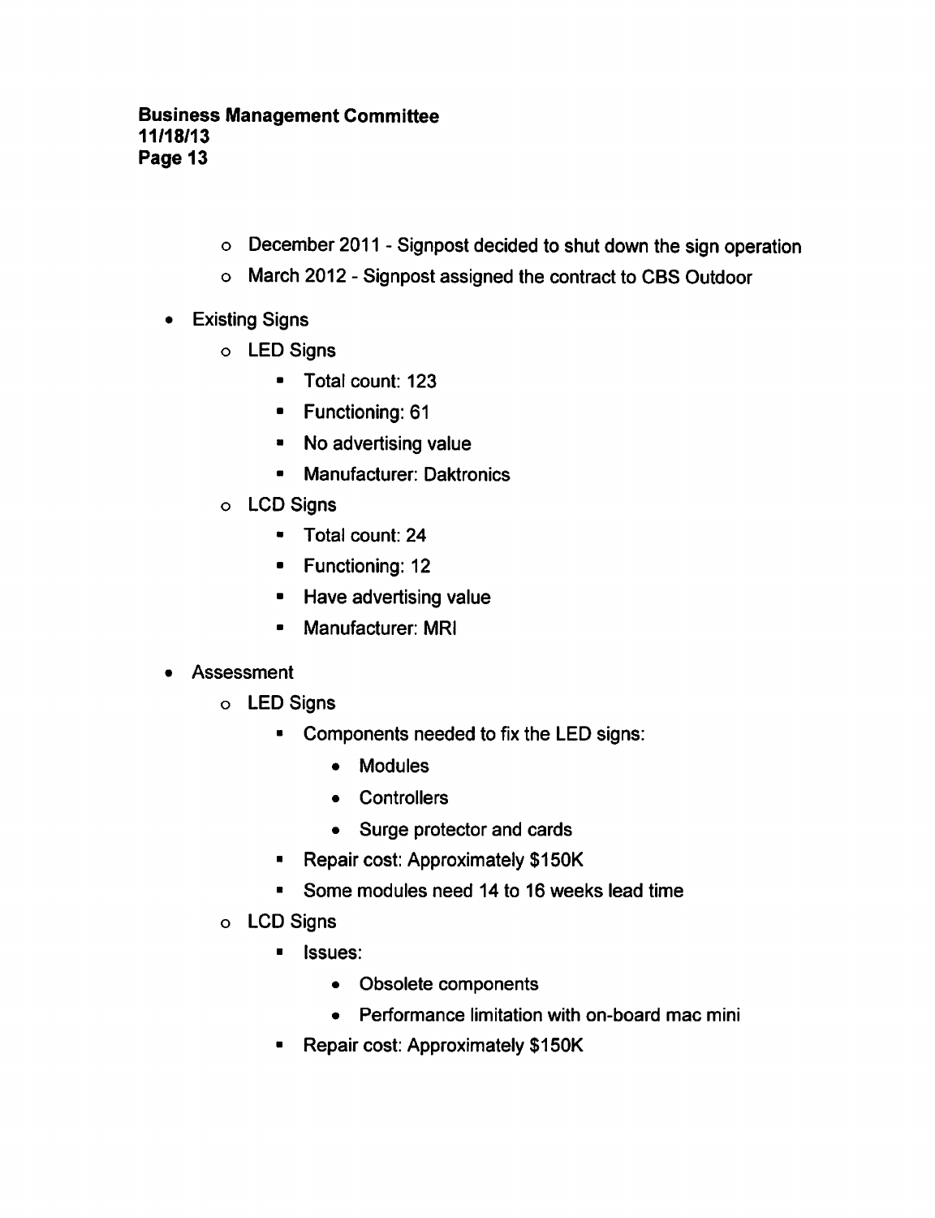- December 2011 - Signpost decided to shut down the sign operation
- March 2012 - Signpost assigned the contract to CBS Outdoor

- Existing Signs
  - LED Signs
    - Total count: 123
    - Functioning: 61
    - No advertising value
    - Manufacturer: Daktronics
  - LCD Signs
    - Total count: 24
    - Functioning: 12
    - Have advertising value
    - Manufacturer: MRI
- Assessment
  - LED Signs
    - Components needed to fix the LED signs:
      - Modules
      - Controllers
      - Surge protector and cards
    - Repair cost: Approximately $150K
    - Some modules need 14 to 16 weeks lead time
  - LCD Signs
    - Issues:
      - Obsolete components
      - Performance limitation with on-board mac mini
    - Repair cost: Approximately $150K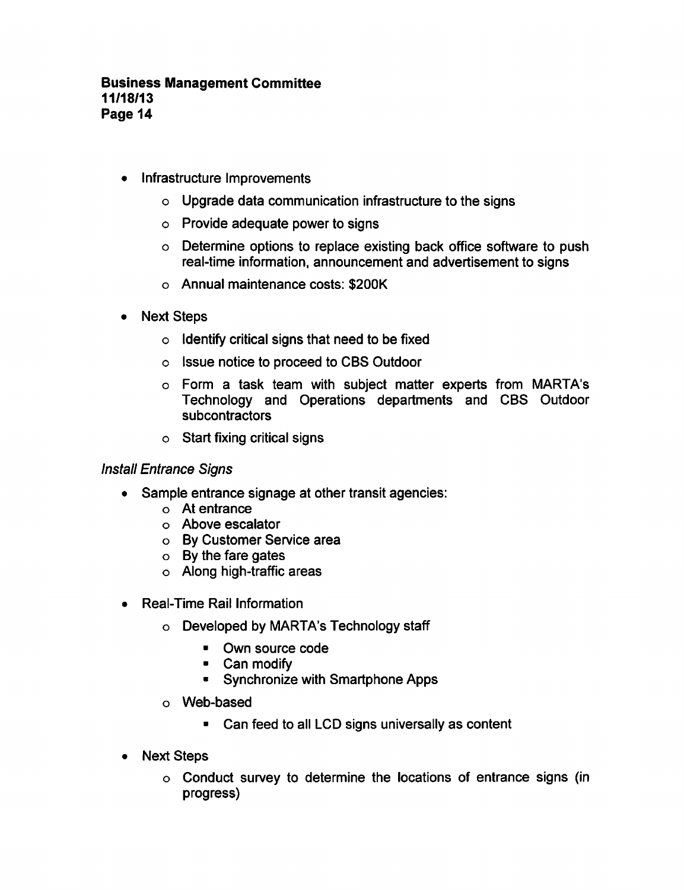- Infrastructure Improvements
  - Upgrade data communication infrastructure to the signs
  - Provide adequate power to signs
  - Determine options to replace existing back office software to push real-time information, announcement and advertisement to signs
  - Annual maintenance costs: $200K
- Next Steps
  - Identify critical signs that need to be fixed
  - Issue notice to proceed to CBS Outdoor
  - Form a task team with subject matter experts from MARTA's Technology and Operations departments and CBS Outdoor subcontractors
  - Start fixing critical signs

*Install Entrance Signs*

- Sample entrance signage at other transit agencies:
  - At entrance
  - Above escalator
  - By Customer Service area
  - By the fare gates
  - Along high-traffic areas
- Real-Time Rail Information
  - Developed by MARTA's Technology staff
    - Own source code
    - Can modify
    - Synchronize with Smartphone Apps
  - Web-based
    - Can feed to all LCD signs universally as content
- Next Steps
  - Conduct survey to determine the locations of entrance signs (in progress)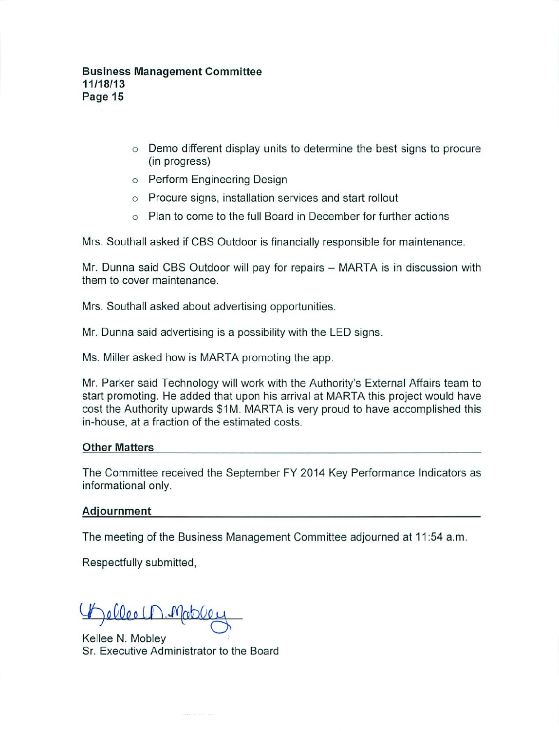- Demo different display units to determine the best signs to procure (in progress)
- Perform Engineering Design
- Procure signs, installation services and start rollout
- Plan to come to the full Board in December for further actions

Mrs. Southall asked if CBS Outdoor is financially responsible for maintenance.

Mr. Dunna said CBS Outdoor will pay for repairs – MARTA is in discussion with them to cover maintenance.

Mrs. Southall asked about advertising opportunities.

Mr. Dunna said advertising is a possibility with the LED signs.

Ms. Miller asked how is MARTA promoting the app.

Mr. Parker said Technology will work with the Authority's External Affairs team to start promoting. He added that upon his arrival at MARTA this project would have cost the Authority upwards $1M. MARTA is very proud to have accomplished this in-house, at a fraction of the estimated costs.

## Other Matters

The Committee received the September FY 2014 Key Performance Indicators as informational only.

## Adjournment

The meeting of the Business Management Committee adjourned at 11:54 a.m.

Respectfully submitted,

Kellee N. Mobley
Sr. Executive Administrator to the Board